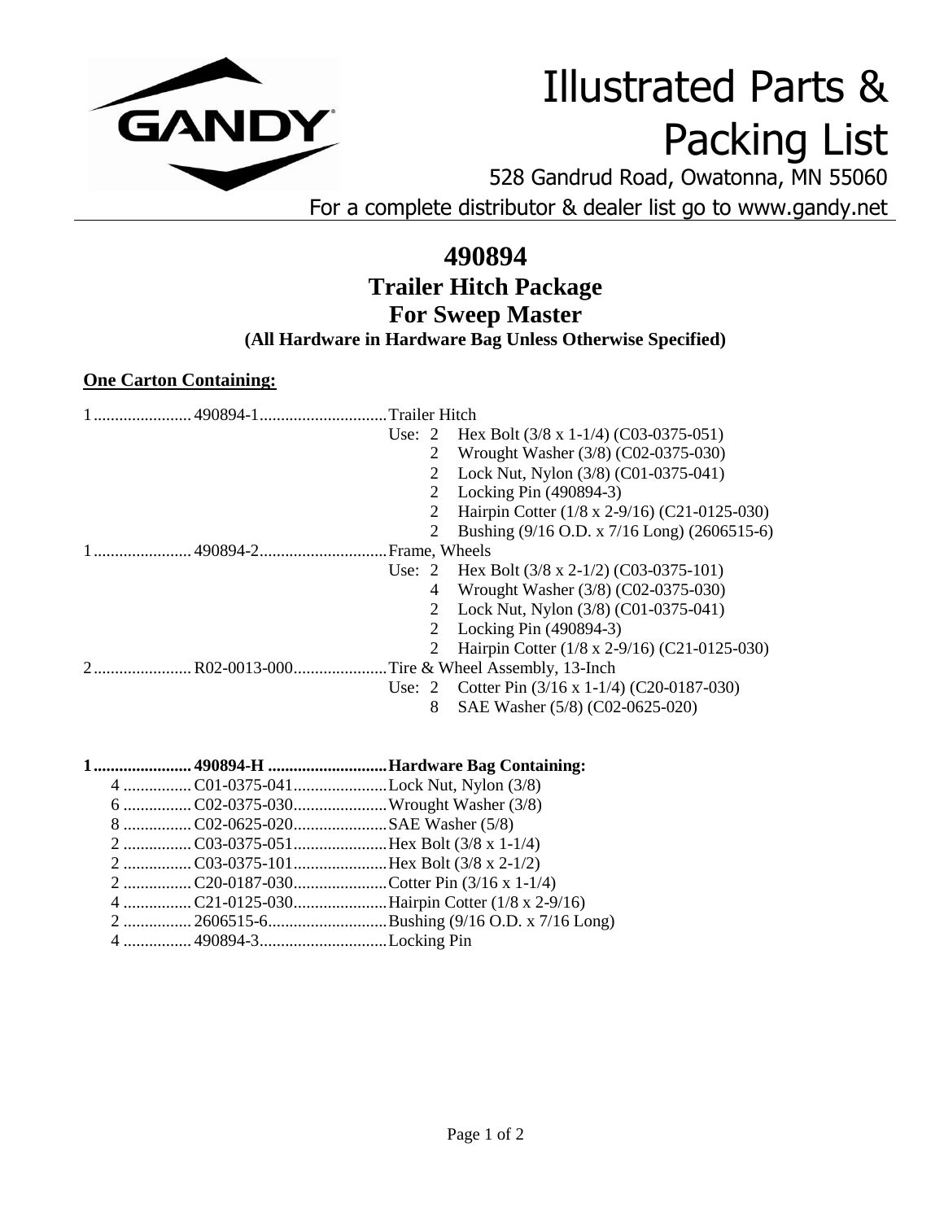GANDY®

# Illustrated Parts & Packing List

528 Gandrud Road, Owatonna, MN 55060

For a complete distributor & dealer list go to www.gandy.net

---

## 490894
## Trailer Hitch Package
## For Sweep Master
### (All Hardware in Hardware Bag Unless Otherwise Specified)

**One Carton Containing:**

1 ...................... 490894-1 ............................. Trailer Hitch
- Use: 2 Hex Bolt (3/8 x 1-1/4) (C03-0375-051)
- 2 Wrought Washer (3/8) (C02-0375-030)
- 2 Lock Nut, Nylon (3/8) (C01-0375-041)
- 2 Locking Pin (490894-3)
- 2 Hairpin Cotter (1/8 x 2-9/16) (C21-0125-030)
- 2 Bushing (9/16 O.D. x 7/16 Long) (2606515-6)

1 ...................... 490894-2 ............................. Frame, Wheels
- Use: 2 Hex Bolt (3/8 x 2-1/2) (C03-0375-101)
- 4 Wrought Washer (3/8) (C02-0375-030)
- 2 Lock Nut, Nylon (3/8) (C01-0375-041)
- 2 Locking Pin (490894-3)
- 2 Hairpin Cotter (1/8 x 2-9/16) (C21-0125-030)

2 ...................... R02-0013-000 ..................... Tire & Wheel Assembly, 13-Inch
- Use: 2 Cotter Pin (3/16 x 1-1/4) (C20-0187-030)
- 8 SAE Washer (5/8) (C02-0625-020)

**1 ...................... 490894-H ........................... Hardware Bag Containing:**

- 4 ............... C01-0375-041 ..................... Lock Nut, Nylon (3/8)
- 6 ............... C02-0375-030 ..................... Wrought Washer (3/8)
- 8 ............... C02-0625-020 ..................... SAE Washer (5/8)
- 2 ............... C03-0375-051 ..................... Hex Bolt (3/8 x 1-1/4)
- 2 ............... C03-0375-101 ..................... Hex Bolt (3/8 x 2-1/2)
- 2 ............... C20-0187-030 ..................... Cotter Pin (3/16 x 1-1/4)
- 4 ............... C21-0125-030 ..................... Hairpin Cotter (1/8 x 2-9/16)
- 2 ............... 2606515-6 ........................... Bushing (9/16 O.D. x 7/16 Long)
- 4 ............... 490894-3 ............................. Locking Pin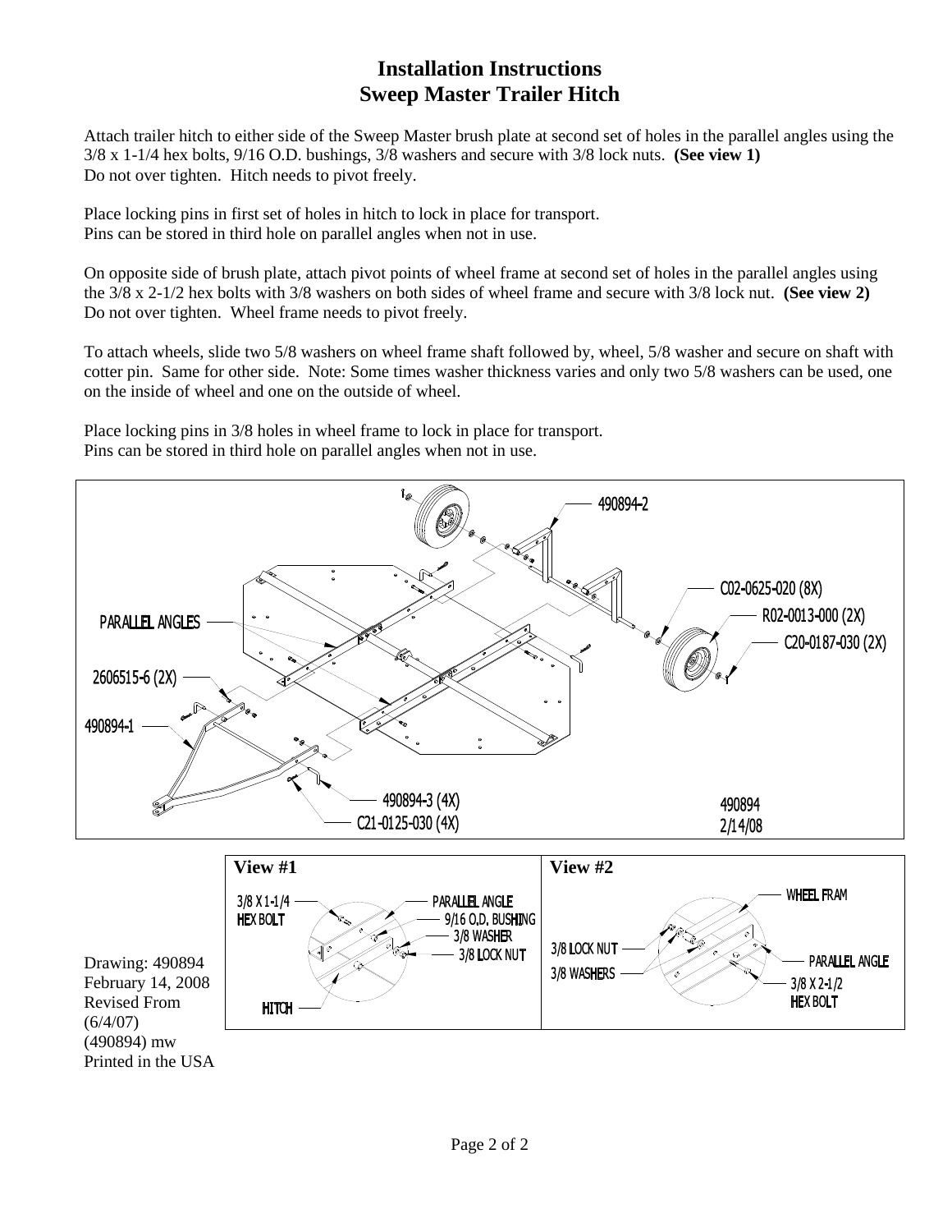# Installation Instructions
# Sweep Master Trailer Hitch

Attach trailer hitch to either side of the Sweep Master brush plate at second set of holes in the parallel angles using the 3/8 x 1-1/4 hex bolts, 9/16 O.D. bushings, 3/8 washers and secure with 3/8 lock nuts. **(See view 1)**
Do not over tighten. Hitch needs to pivot freely.

Place locking pins in first set of holes in hitch to lock in place for transport.
Pins can be stored in third hole on parallel angles when not in use.

On opposite side of brush plate, attach pivot points of wheel frame at second set of holes in the parallel angles using the 3/8 x 2-1/2 hex bolts with 3/8 washers on both sides of wheel frame and secure with 3/8 lock nut. **(See view 2)**
Do not over tighten. Wheel frame needs to pivot freely.

To attach wheels, slide two 5/8 washers on wheel frame shaft followed by, wheel, 5/8 washer and secure on shaft with cotter pin. Same for other side. Note: Some times washer thickness varies and only two 5/8 washers can be used, one on the inside of wheel and one on the outside of wheel.

Place locking pins in 3/8 holes in wheel frame to lock in place for transport.
Pins can be stored in third hole on parallel angles when not in use.

490894-2
C02-0625-020 (8X)
R02-0013-000 (2X)
C20-0187-030 (2X)
PARALLEL ANGLES
2606515-6 (2X)
490894-1
490894-3 (4X)
C21-0125-030 (4X)
490894
2/14/08

**View #1**

3/8 X 1-1/4 HEX BOLT
PARALLEL ANGLE
9/16 O.D. BUSHING
3/8 WASHER
3/8 LOCK NUT
HITCH

**View #2**

WHEEL FRAM
3/8 LOCK NUT
3/8 WASHERS
PARALLEL ANGLE
3/8 X 2-1/2 HEX BOLT

Drawing: 490894
February 14, 2008
Revised From
(6/4/07)
(490894) mw
Printed in the USA